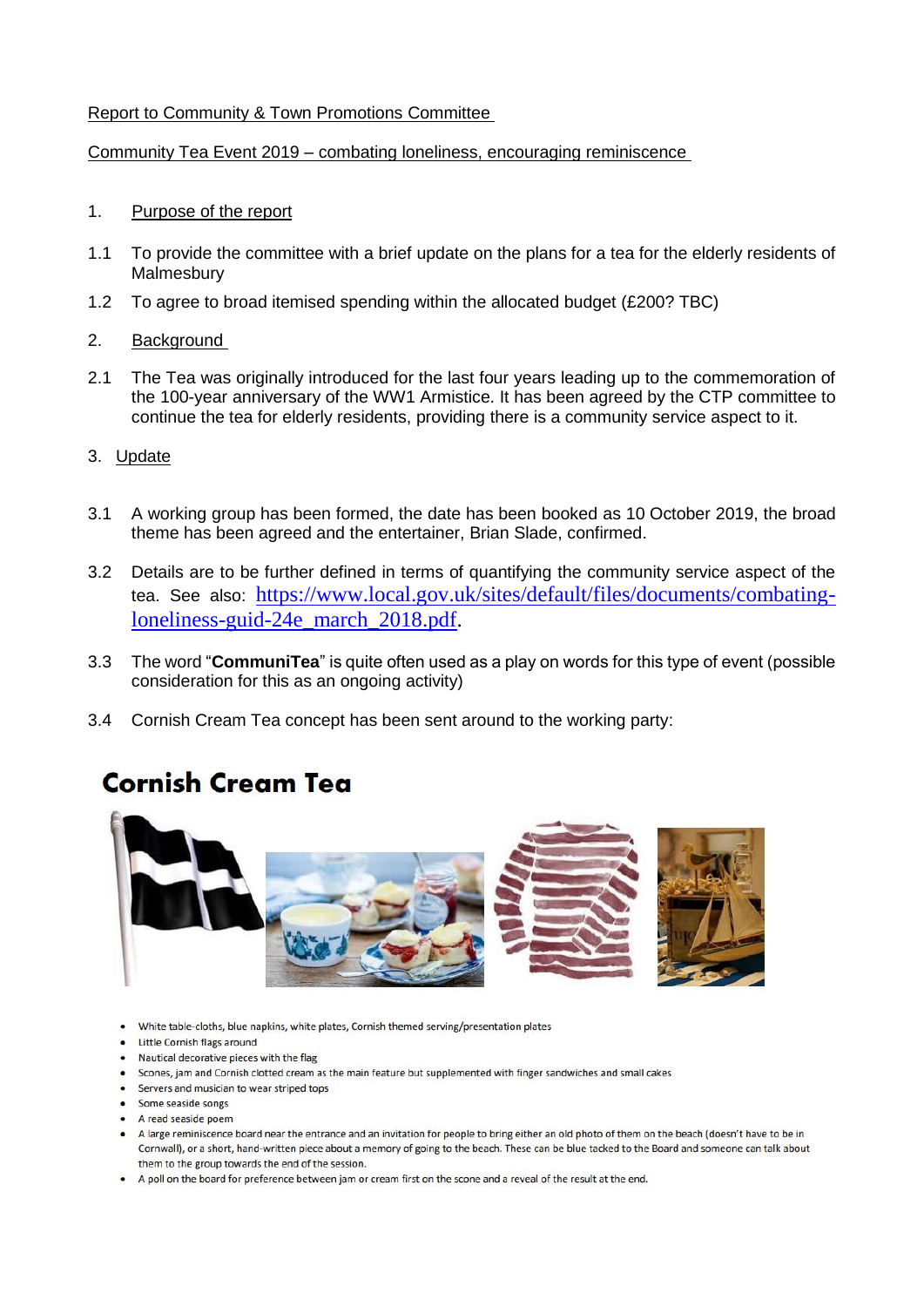Report to Community & Town Promotions Committee

Community Tea Event 2019 – combating loneliness, encouraging reminiscence

1. Purpose of the report

1.1 To provide the committee with a brief update on the plans for a tea for the elderly residents of Malmesbury

1.2 To agree to broad itemised spending within the allocated budget (£200? TBC)

2. Background

2.1 The Tea was originally introduced for the last four years leading up to the commemoration of the 100-year anniversary of the WW1 Armistice. It has been agreed by the CTP committee to continue the tea for elderly residents, providing there is a community service aspect to it.

3. Update

3.1 A working group has been formed, the date has been booked as 10 October 2019, the broad theme has been agreed and the entertainer, Brian Slade, confirmed.

3.2 Details are to be further defined in terms of quantifying the community service aspect of the tea. See also: https://www.local.gov.uk/sites/default/files/documents/combating-loneliness-guid-24e_march_2018.pdf.

3.3 The word "**CommuniTea**" is quite often used as a play on words for this type of event (possible consideration for this as an ongoing activity)

3.4 Cornish Cream Tea concept has been sent around to the working party:

## Cornish Cream Tea

- White table-cloths, blue napkins, white plates, Cornish themed serving/presentation plates
- Little Cornish flags around
- Nautical decorative pieces with the flag
- Scones, jam and Cornish clotted cream as the main feature but supplemented with finger sandwiches and small cakes
- Servers and musician to wear striped tops
- Some seaside songs
- A read seaside poem
- A large reminiscence board near the entrance and an invitation for people to bring either an old photo of them on the beach (doesn't have to be in Cornwall), or a short, hand-written piece about a memory of going to the beach. These can be blue tacked to the Board and someone can talk about them to the group towards the end of the session.
- A poll on the board for preference between jam or cream first on the scone and a reveal of the result at the end.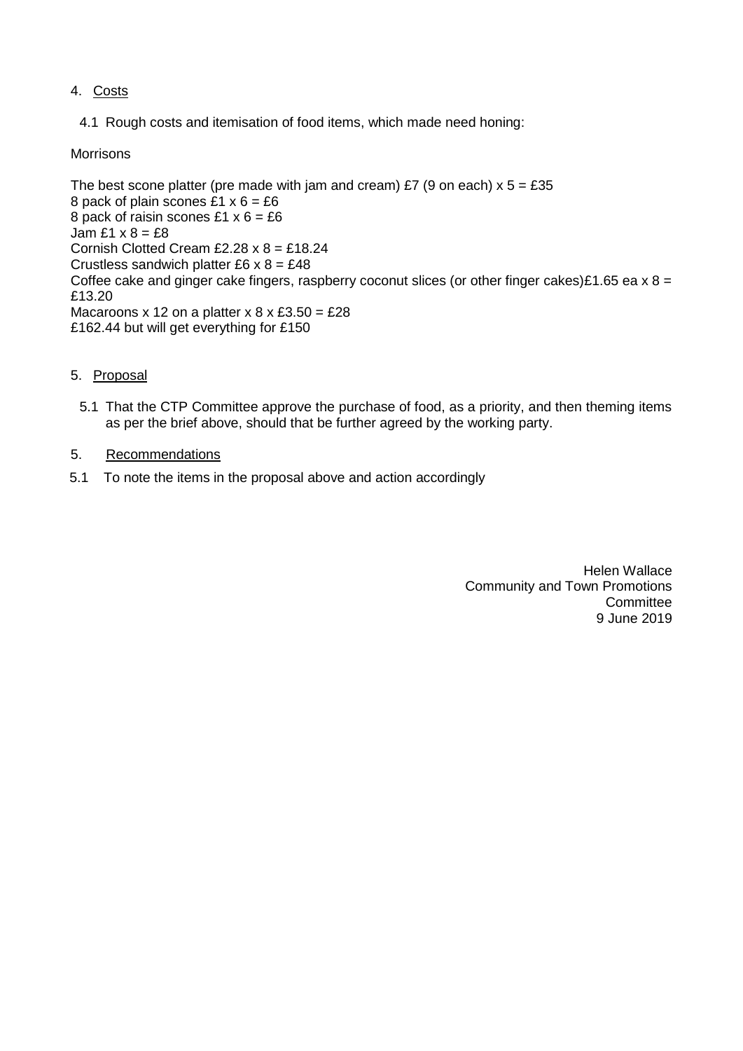4. <u>Costs</u>

4.1 Rough costs and itemisation of food items, which made need honing:

Morrisons

The best scone platter (pre made with jam and cream) £7 (9 on each) x 5 = £35
8 pack of plain scones £1 x 6 = £6
8 pack of raisin scones £1 x 6 = £6
Jam £1 x 8 = £8
Cornish Clotted Cream £2.28 x 8 = £18.24
Crustless sandwich platter £6 x 8 = £48
Coffee cake and ginger cake fingers, raspberry coconut slices (or other finger cakes)£1.65 ea x 8 = £13.20
Macaroons x 12 on a platter x 8 x £3.50 = £28
£162.44 but will get everything for £150

5. <u>Proposal</u>

5.1 That the CTP Committee approve the purchase of food, as a priority, and then theming items as per the brief above, should that be further agreed by the working party.

5. <u>Recommendations</u>

5.1 To note the items in the proposal above and action accordingly

Helen Wallace
Community and Town Promotions
Committee
9 June 2019